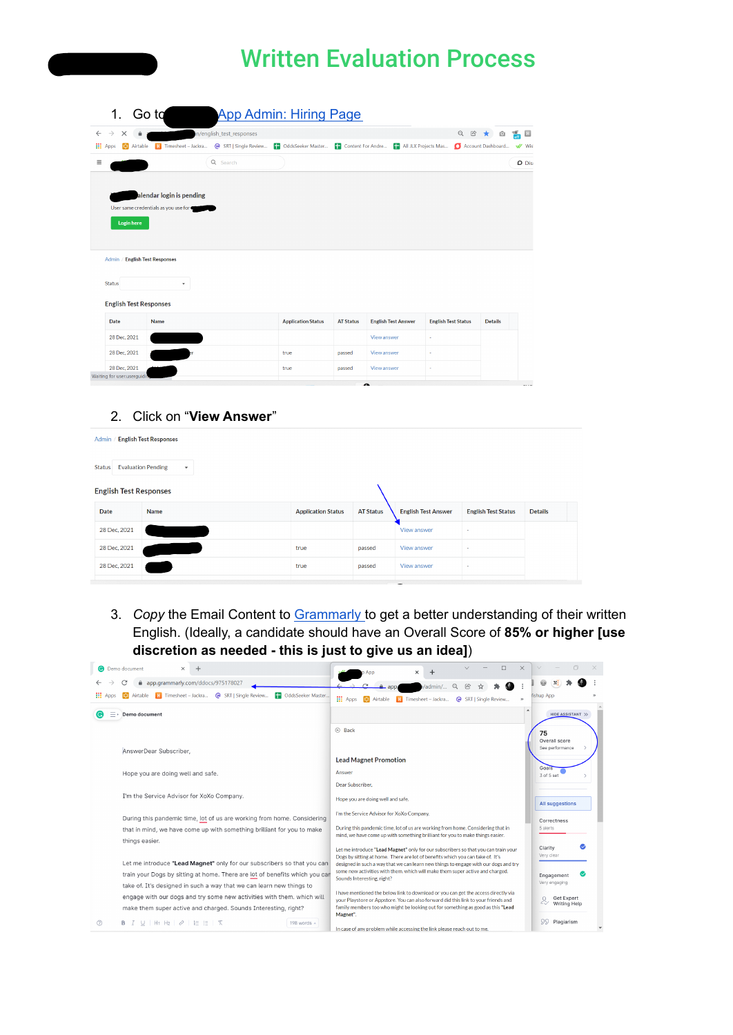# Written Evaluation Process

1. Go to App Admin: Hiring Page

2. Click on "**View Answer**"

3. *Copy* the Email Content to Grammarly to get a better understanding of their written English. (Ideally, a candidate should have an Overall Score of **85% or higher [use discretion as needed - this is just to give us an idea]**)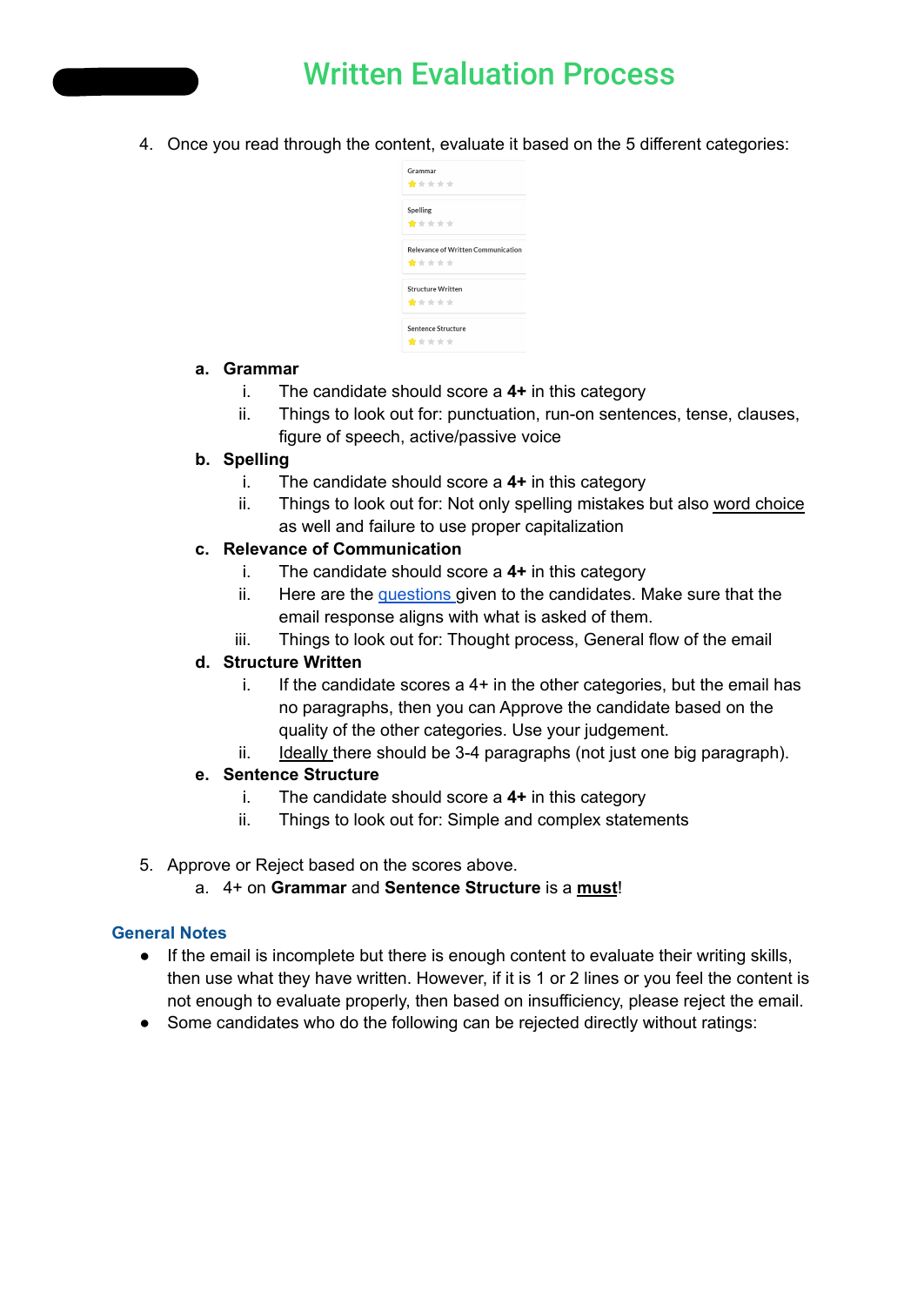# Written Evaluation Process

4. Once you read through the content, evaluate it based on the 5 different categories:

   Grammar
   Spelling
   Relevance of Written Communication
   Structure Written
   Sentence Structure

   a. **Grammar**
      i. The candidate should score a **4+** in this category
      ii. Things to look out for: punctuation, run-on sentences, tense, clauses, figure of speech, active/passive voice
   b. **Spelling**
      i. The candidate should score a **4+** in this category
      ii. Things to look out for: Not only spelling mistakes but also word choice as well and failure to use proper capitalization
   c. **Relevance of Communication**
      i. The candidate should score a **4+** in this category
      ii. Here are the questions given to the candidates. Make sure that the email response aligns with what is asked of them.
      iii. Things to look out for: Thought process, General flow of the email
   d. **Structure Written**
      i. If the candidate scores a 4+ in the other categories, but the email has no paragraphs, then you can Approve the candidate based on the quality of the other categories. Use your judgement.
      ii. Ideally there should be 3-4 paragraphs (not just one big paragraph).
   e. **Sentence Structure**
      i. The candidate should score a **4+** in this category
      ii. Things to look out for: Simple and complex statements

5. Approve or Reject based on the scores above.
   a. 4+ on **Grammar** and **Sentence Structure** is a **must**!

### General Notes

- If the email is incomplete but there is enough content to evaluate their writing skills, then use what they have written. However, if it is 1 or 2 lines or you feel the content is not enough to evaluate properly, then based on insufficiency, please reject the email.
- Some candidates who do the following can be rejected directly without ratings: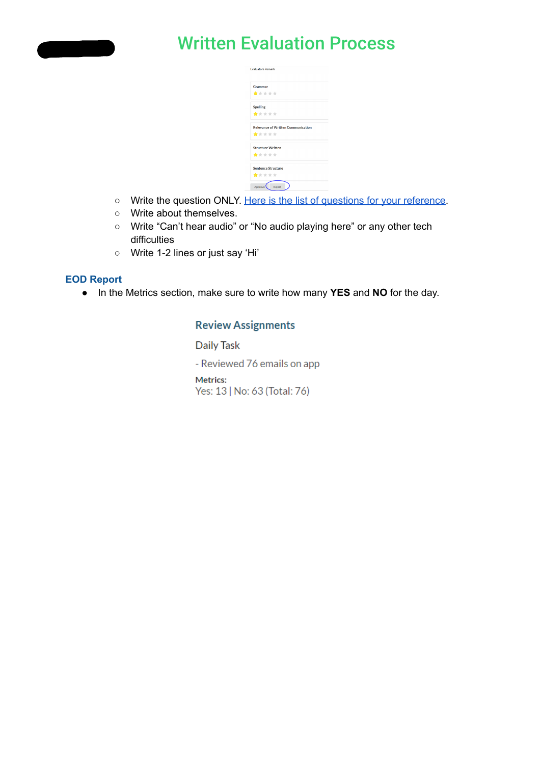# Written Evaluation Process

Evaluators Remark

Grammar

Spelling

Relevance of Written Communication

Structure Written

Sentence Structure

Approve Reject

- Write the question ONLY. [Here is the list of questions for your reference].
- Write about themselves.
- Write "Can't hear audio" or "No audio playing here" or any other tech difficulties
- Write 1-2 lines or just say 'Hi'

## EOD Report

- In the Metrics section, make sure to write how many **YES** and **NO** for the day.

### Review Assignments

Daily Task

- Reviewed 76 emails on app

**Metrics:**
Yes: 13 | No: 63 (Total: 76)